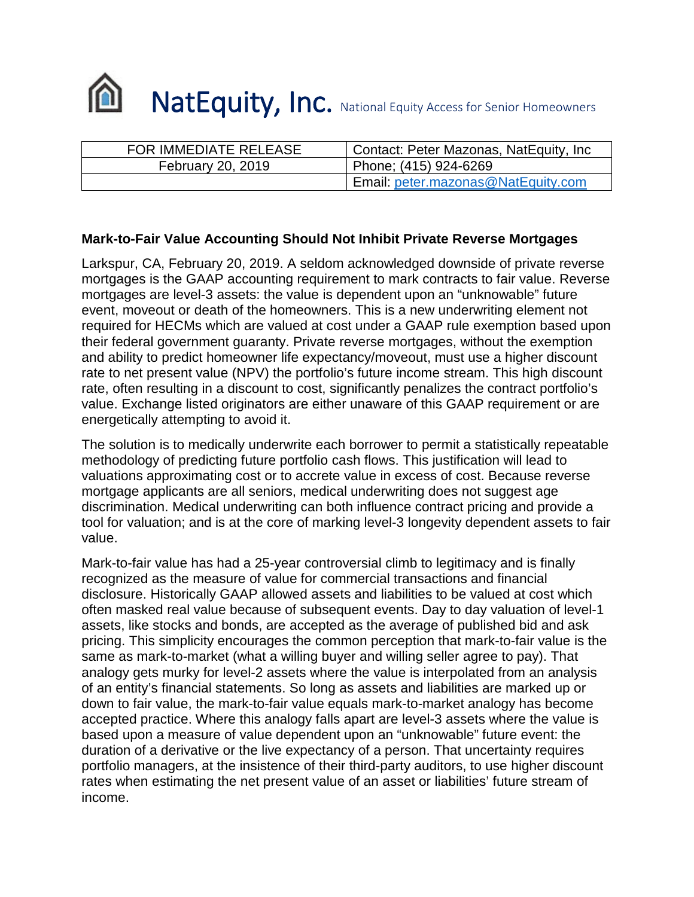# NatEquity, Inc. National Equity Access for Senior Homeowners

| FOR IMMEDIATE RELEASE | Contact: Peter Mazonas, NatEquity, Inc |
|---|---|
| February 20, 2019 | Phone; (415) 924-6269 |
| | Email: peter.mazonas@NatEquity.com |

**Mark-to-Fair Value Accounting Should Not Inhibit Private Reverse Mortgages**

Larkspur, CA, February 20, 2019. A seldom acknowledged downside of private reverse mortgages is the GAAP accounting requirement to mark contracts to fair value. Reverse mortgages are level-3 assets: the value is dependent upon an "unknowable" future event, moveout or death of the homeowners. This is a new underwriting element not required for HECMs which are valued at cost under a GAAP rule exemption based upon their federal government guaranty. Private reverse mortgages, without the exemption and ability to predict homeowner life expectancy/moveout, must use a higher discount rate to net present value (NPV) the portfolio's future income stream. This high discount rate, often resulting in a discount to cost, significantly penalizes the contract portfolio's value. Exchange listed originators are either unaware of this GAAP requirement or are energetically attempting to avoid it.

The solution is to medically underwrite each borrower to permit a statistically repeatable methodology of predicting future portfolio cash flows. This justification will lead to valuations approximating cost or to accrete value in excess of cost. Because reverse mortgage applicants are all seniors, medical underwriting does not suggest age discrimination. Medical underwriting can both influence contract pricing and provide a tool for valuation; and is at the core of marking level-3 longevity dependent assets to fair value.

Mark-to-fair value has had a 25-year controversial climb to legitimacy and is finally recognized as the measure of value for commercial transactions and financial disclosure. Historically GAAP allowed assets and liabilities to be valued at cost which often masked real value because of subsequent events. Day to day valuation of level-1 assets, like stocks and bonds, are accepted as the average of published bid and ask pricing. This simplicity encourages the common perception that mark-to-fair value is the same as mark-to-market (what a willing buyer and willing seller agree to pay). That analogy gets murky for level-2 assets where the value is interpolated from an analysis of an entity's financial statements. So long as assets and liabilities are marked up or down to fair value, the mark-to-fair value equals mark-to-market analogy has become accepted practice. Where this analogy falls apart are level-3 assets where the value is based upon a measure of value dependent upon an "unknowable" future event: the duration of a derivative or the live expectancy of a person. That uncertainty requires portfolio managers, at the insistence of their third-party auditors, to use higher discount rates when estimating the net present value of an asset or liabilities' future stream of income.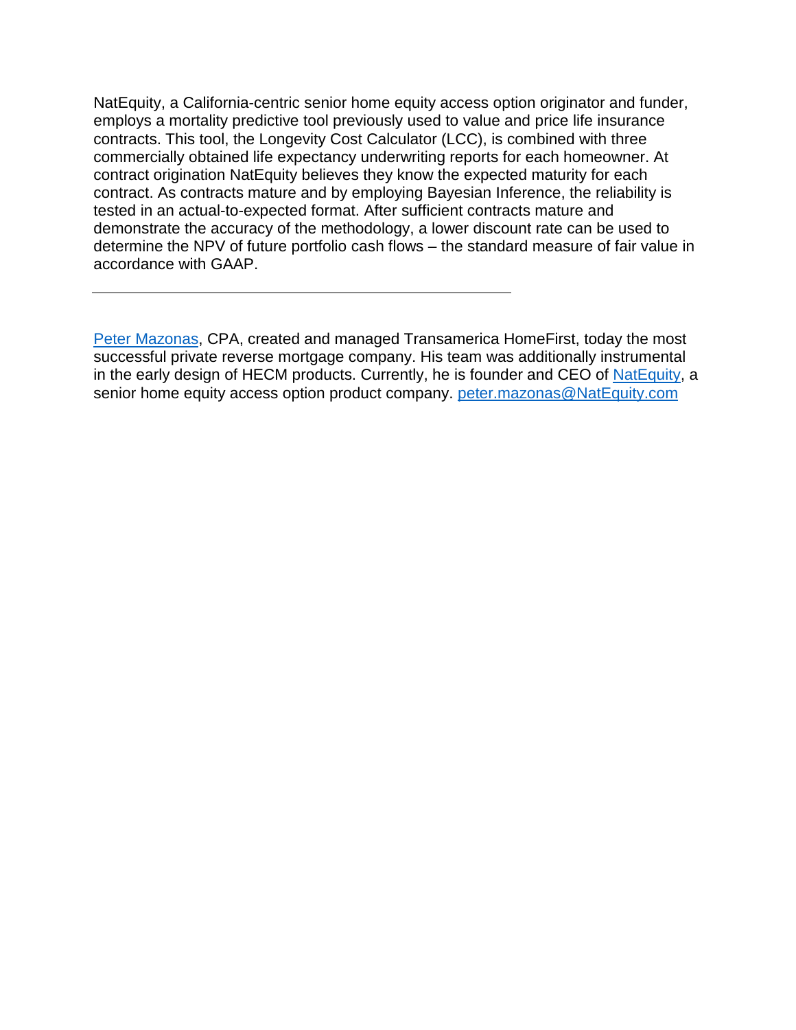NatEquity, a California-centric senior home equity access option originator and funder, employs a mortality predictive tool previously used to value and price life insurance contracts. This tool, the Longevity Cost Calculator (LCC), is combined with three commercially obtained life expectancy underwriting reports for each homeowner. At contract origination NatEquity believes they know the expected maturity for each contract. As contracts mature and by employing Bayesian Inference, the reliability is tested in an actual-to-expected format. After sufficient contracts mature and demonstrate the accuracy of the methodology, a lower discount rate can be used to determine the NPV of future portfolio cash flows – the standard measure of fair value in accordance with GAAP.

---

Peter Mazonas, CPA, created and managed Transamerica HomeFirst, today the most successful private reverse mortgage company. His team was additionally instrumental in the early design of HECM products. Currently, he is founder and CEO of NatEquity, a senior home equity access option product company. peter.mazonas@NatEquity.com